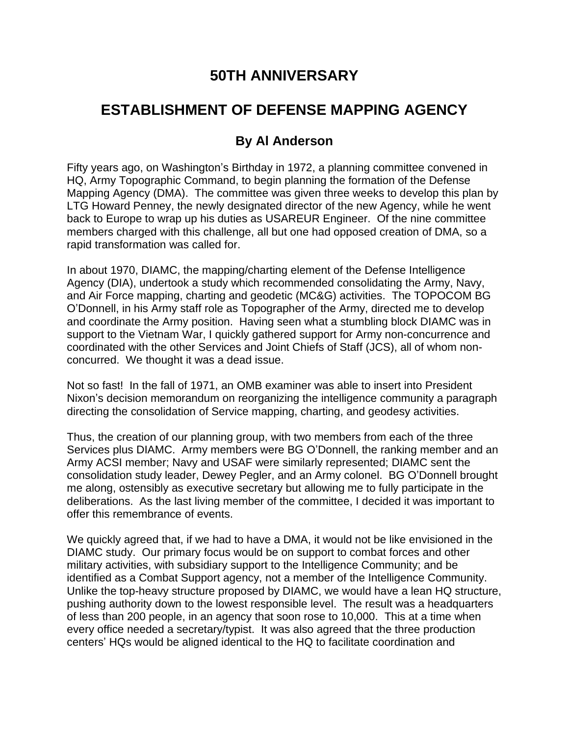# 50TH ANNIVERSARY

# ESTABLISHMENT OF DEFENSE MAPPING AGENCY

### By Al Anderson

Fifty years ago, on Washington's Birthday in 1972, a planning committee convened in HQ, Army Topographic Command, to begin planning the formation of the Defense Mapping Agency (DMA). The committee was given three weeks to develop this plan by LTG Howard Penney, the newly designated director of the new Agency, while he went back to Europe to wrap up his duties as USAREUR Engineer. Of the nine committee members charged with this challenge, all but one had opposed creation of DMA, so a rapid transformation was called for.

In about 1970, DIAMC, the mapping/charting element of the Defense Intelligence Agency (DIA), undertook a study which recommended consolidating the Army, Navy, and Air Force mapping, charting and geodetic (MC&G) activities. The TOPOCOM BG O'Donnell, in his Army staff role as Topographer of the Army, directed me to develop and coordinate the Army position. Having seen what a stumbling block DIAMC was in support to the Vietnam War, I quickly gathered support for Army non-concurrence and coordinated with the other Services and Joint Chiefs of Staff (JCS), all of whom non-concurred. We thought it was a dead issue.

Not so fast! In the fall of 1971, an OMB examiner was able to insert into President Nixon's decision memorandum on reorganizing the intelligence community a paragraph directing the consolidation of Service mapping, charting, and geodesy activities.

Thus, the creation of our planning group, with two members from each of the three Services plus DIAMC. Army members were BG O'Donnell, the ranking member and an Army ACSI member; Navy and USAF were similarly represented; DIAMC sent the consolidation study leader, Dewey Pegler, and an Army colonel. BG O'Donnell brought me along, ostensibly as executive secretary but allowing me to fully participate in the deliberations. As the last living member of the committee, I decided it was important to offer this remembrance of events.

We quickly agreed that, if we had to have a DMA, it would not be like envisioned in the DIAMC study. Our primary focus would be on support to combat forces and other military activities, with subsidiary support to the Intelligence Community; and be identified as a Combat Support agency, not a member of the Intelligence Community. Unlike the top-heavy structure proposed by DIAMC, we would have a lean HQ structure, pushing authority down to the lowest responsible level. The result was a headquarters of less than 200 people, in an agency that soon rose to 10,000. This at a time when every office needed a secretary/typist. It was also agreed that the three production centers' HQs would be aligned identical to the HQ to facilitate coordination and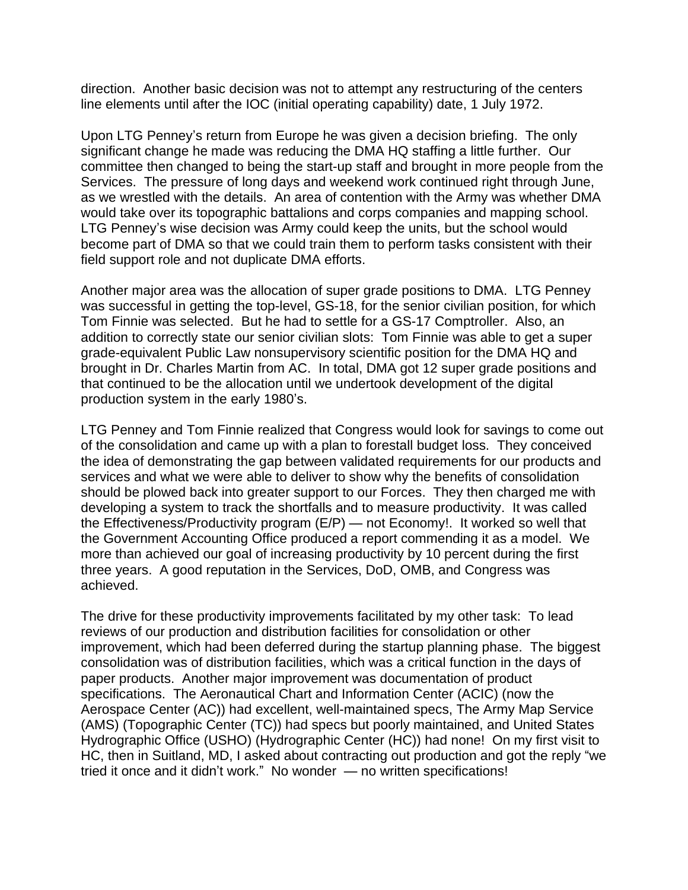direction. Another basic decision was not to attempt any restructuring of the centers line elements until after the IOC (initial operating capability) date, 1 July 1972.

Upon LTG Penney's return from Europe he was given a decision briefing. The only significant change he made was reducing the DMA HQ staffing a little further. Our committee then changed to being the start-up staff and brought in more people from the Services. The pressure of long days and weekend work continued right through June, as we wrestled with the details. An area of contention with the Army was whether DMA would take over its topographic battalions and corps companies and mapping school. LTG Penney's wise decision was Army could keep the units, but the school would become part of DMA so that we could train them to perform tasks consistent with their field support role and not duplicate DMA efforts.

Another major area was the allocation of super grade positions to DMA. LTG Penney was successful in getting the top-level, GS-18, for the senior civilian position, for which Tom Finnie was selected. But he had to settle for a GS-17 Comptroller. Also, an addition to correctly state our senior civilian slots: Tom Finnie was able to get a super grade-equivalent Public Law nonsupervisory scientific position for the DMA HQ and brought in Dr. Charles Martin from AC. In total, DMA got 12 super grade positions and that continued to be the allocation until we undertook development of the digital production system in the early 1980's.

LTG Penney and Tom Finnie realized that Congress would look for savings to come out of the consolidation and came up with a plan to forestall budget loss. They conceived the idea of demonstrating the gap between validated requirements for our products and services and what we were able to deliver to show why the benefits of consolidation should be plowed back into greater support to our Forces. They then charged me with developing a system to track the shortfalls and to measure productivity. It was called the Effectiveness/Productivity program (E/P) — not Economy!. It worked so well that the Government Accounting Office produced a report commending it as a model. We more than achieved our goal of increasing productivity by 10 percent during the first three years. A good reputation in the Services, DoD, OMB, and Congress was achieved.

The drive for these productivity improvements facilitated by my other task: To lead reviews of our production and distribution facilities for consolidation or other improvement, which had been deferred during the startup planning phase. The biggest consolidation was of distribution facilities, which was a critical function in the days of paper products. Another major improvement was documentation of product specifications. The Aeronautical Chart and Information Center (ACIC) (now the Aerospace Center (AC)) had excellent, well-maintained specs, The Army Map Service (AMS) (Topographic Center (TC)) had specs but poorly maintained, and United States Hydrographic Office (USHO) (Hydrographic Center (HC)) had none! On my first visit to HC, then in Suitland, MD, I asked about contracting out production and got the reply "we tried it once and it didn't work." No wonder — no written specifications!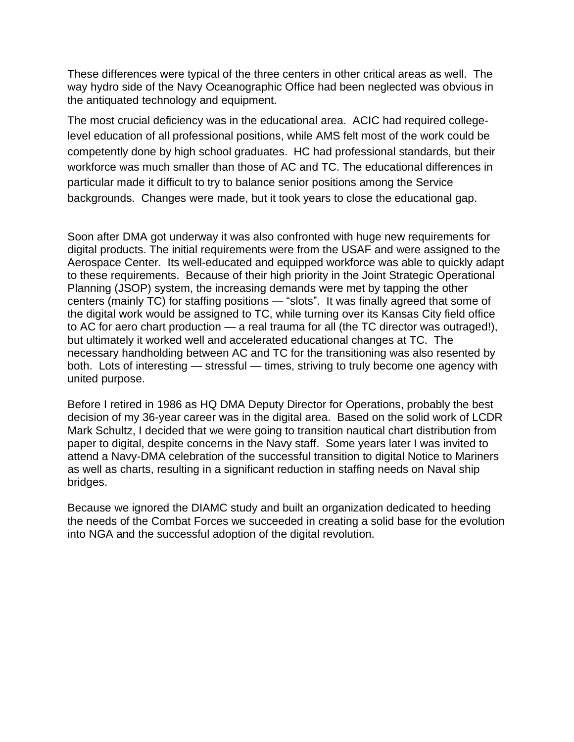These differences were typical of the three centers in other critical areas as well. The way hydro side of the Navy Oceanographic Office had been neglected was obvious in the antiquated technology and equipment.

The most crucial deficiency was in the educational area. ACIC had required college-level education of all professional positions, while AMS felt most of the work could be competently done by high school graduates. HC had professional standards, but their workforce was much smaller than those of AC and TC. The educational differences in particular made it difficult to try to balance senior positions among the Service backgrounds. Changes were made, but it took years to close the educational gap.

Soon after DMA got underway it was also confronted with huge new requirements for digital products. The initial requirements were from the USAF and were assigned to the Aerospace Center. Its well-educated and equipped workforce was able to quickly adapt to these requirements. Because of their high priority in the Joint Strategic Operational Planning (JSOP) system, the increasing demands were met by tapping the other centers (mainly TC) for staffing positions — "slots". It was finally agreed that some of the digital work would be assigned to TC, while turning over its Kansas City field office to AC for aero chart production — a real trauma for all (the TC director was outraged!), but ultimately it worked well and accelerated educational changes at TC. The necessary handholding between AC and TC for the transitioning was also resented by both. Lots of interesting — stressful — times, striving to truly become one agency with united purpose.

Before I retired in 1986 as HQ DMA Deputy Director for Operations, probably the best decision of my 36-year career was in the digital area. Based on the solid work of LCDR Mark Schultz, I decided that we were going to transition nautical chart distribution from paper to digital, despite concerns in the Navy staff. Some years later I was invited to attend a Navy-DMA celebration of the successful transition to digital Notice to Mariners as well as charts, resulting in a significant reduction in staffing needs on Naval ship bridges.

Because we ignored the DIAMC study and built an organization dedicated to heeding the needs of the Combat Forces we succeeded in creating a solid base for the evolution into NGA and the successful adoption of the digital revolution.